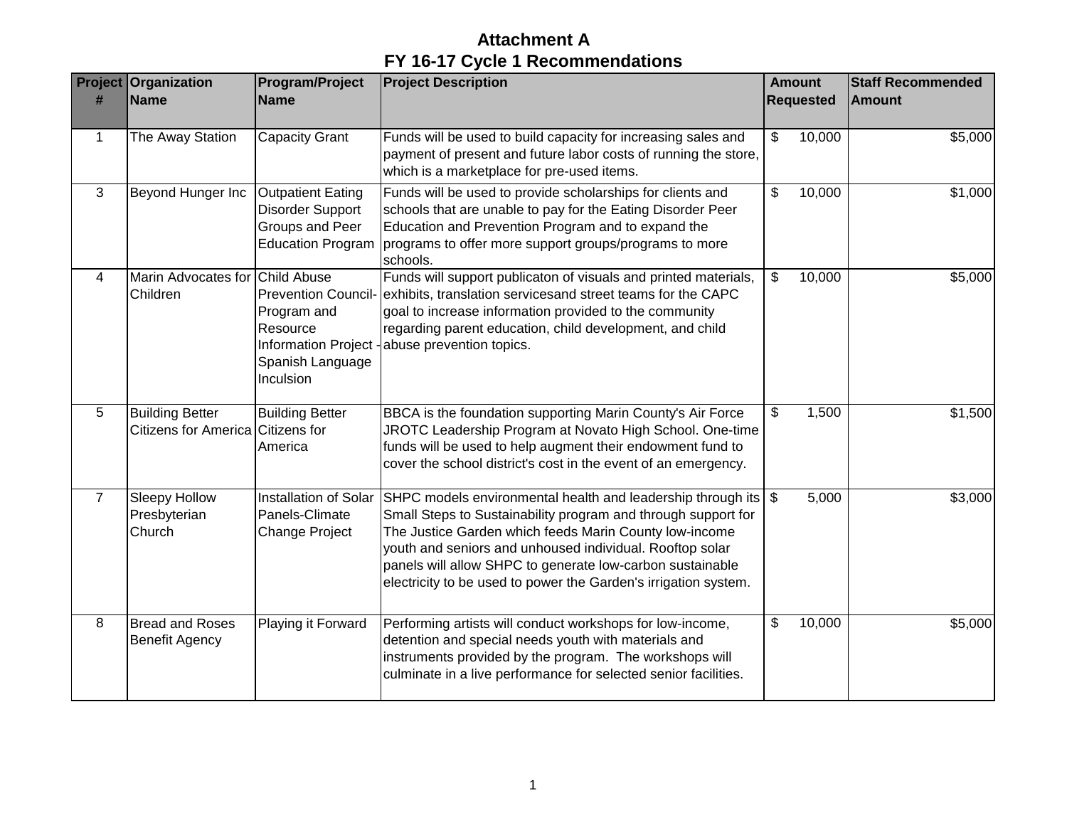# Attachment A
## FY 16-17 Cycle 1 Recommendations

| Project # | Organization Name | Program/Project Name | Project Description | Amount Requested | Staff Recommended Amount |
|---|---|---|---|---|---|
| 1 | The Away Station | Capacity Grant | Funds will be used to build capacity for increasing sales and payment of present and future labor costs of running the store, which is a marketplace for pre-used items. | $ 10,000 | $5,000 |
| 3 | Beyond Hunger Inc | Outpatient Eating Disorder Support Groups and Peer Education Program | Funds will be used to provide scholarships for clients and schools that are unable to pay for the Eating Disorder Peer Education and Prevention Program and to expand the programs to offer more support groups/programs to more schools. | $ 10,000 | $1,000 |
| 4 | Marin Advocates for Children | Child Abuse Prevention Council-Program and Resource Information Project - Spanish Language Inculsion | Funds will support publicaton of visuals and printed materials, exhibits, translation servicesand street teams for the CAPC goal to increase information provided to the community regarding parent education, child development, and child abuse prevention topics. | $ 10,000 | $5,000 |
| 5 | Building Better Citizens for America | Building Better Citizens for America | BBCA is the foundation supporting Marin County's Air Force JROTC Leadership Program at Novato High School. One-time funds will be used to help augment their endowment fund to cover the school district's cost in the event of an emergency. | $ 1,500 | $1,500 |
| 7 | Sleepy Hollow Presbyterian Church | Installation of Solar Panels-Climate Change Project | SHPC models environmental health and leadership through its Small Steps to Sustainability program and through support for The Justice Garden which feeds Marin County low-income youth and seniors and unhoused individual. Rooftop solar panels will allow SHPC to generate low-carbon sustainable electricity to be used to power the Garden's irrigation system. | $ 5,000 | $3,000 |
| 8 | Bread and Roses Benefit Agency | Playing it Forward | Performing artists will conduct workshops for low-income, detention and special needs youth with materials and instruments provided by the program. The workshops will culminate in a live performance for selected senior facilities. | $ 10,000 | $5,000 |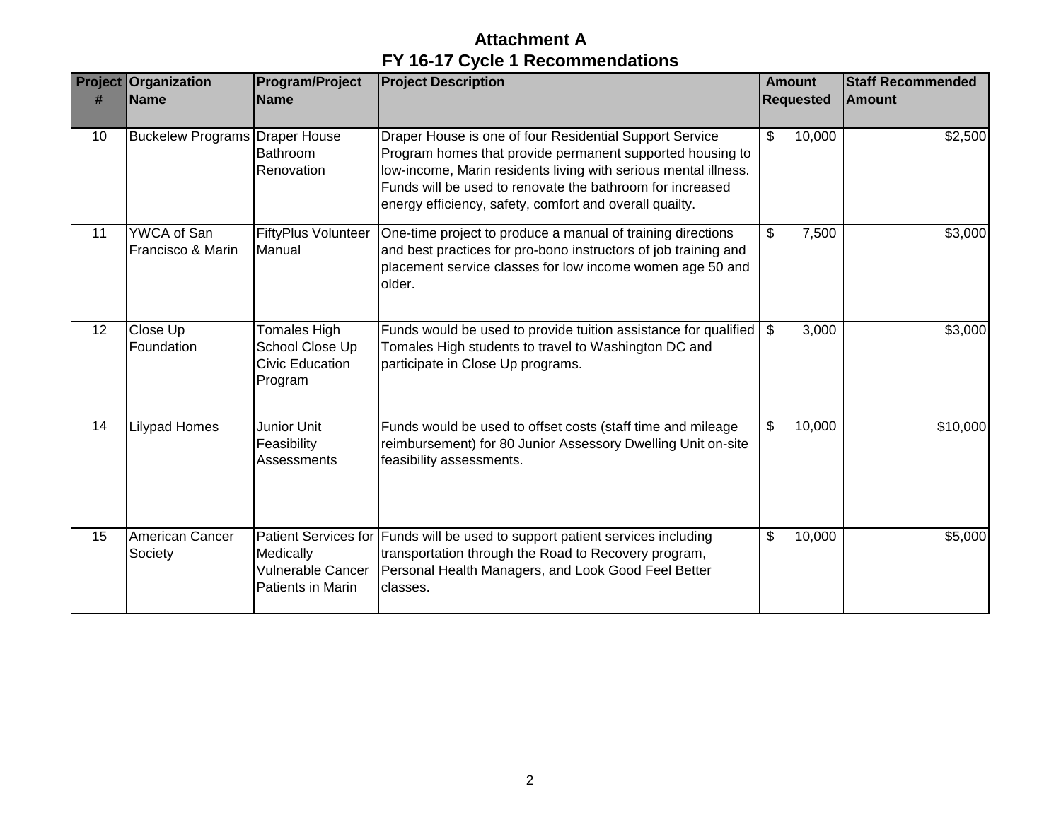## Attachment A
## FY 16-17 Cycle 1 Recommendations

| Project # | Organization Name | Program/Project Name | Project Description | Amount Requested | Staff Recommended Amount |
|---|---|---|---|---|---|
| 10 | Buckelew Programs | Draper House Bathroom Renovation | Draper House is one of four Residential Support Service Program homes that provide permanent supported housing to low-income, Marin residents living with serious mental illness. Funds will be used to renovate the bathroom for increased energy efficiency, safety, comfort and overall quailty. | $ 10,000 | $2,500 |
| 11 | YWCA of San Francisco & Marin | FiftyPlus Volunteer Manual | One-time project to produce a manual of training directions and best practices for pro-bono instructors of job training and placement service classes for low income women age 50 and older. | $ 7,500 | $3,000 |
| 12 | Close Up Foundation | Tomales High School Close Up Civic Education Program | Funds would be used to provide tuition assistance for qualified Tomales High students to travel to Washington DC and participate in Close Up programs. | $ 3,000 | $3,000 |
| 14 | Lilypad Homes | Junior Unit Feasibility Assessments | Funds would be used to offset costs (staff time and mileage reimbursement) for 80 Junior Assessory Dwelling Unit on-site feasibility assessments. | $ 10,000 | $10,000 |
| 15 | American Cancer Society | Patient Services for Medically Vulnerable Cancer Patients in Marin | Funds will be used to support patient services including transportation through the Road to Recovery program, Personal Health Managers, and Look Good Feel Better classes. | $ 10,000 | $5,000 |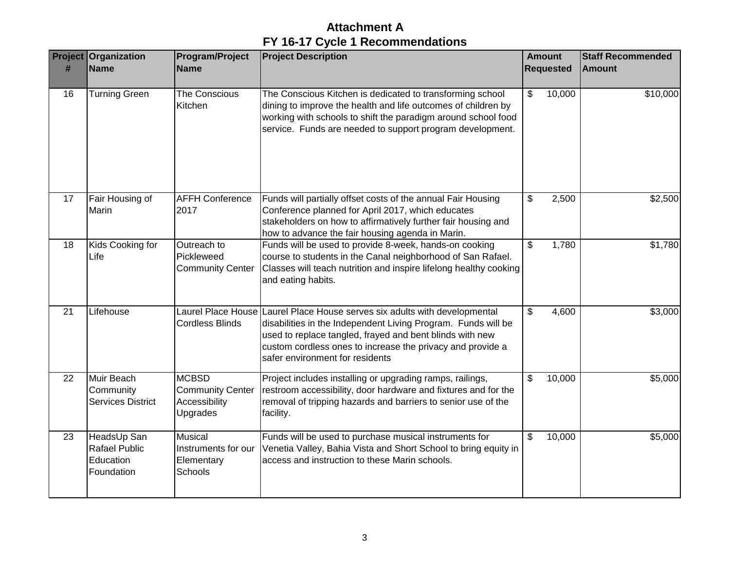# Attachment A

## FY 16-17 Cycle 1 Recommendations

| Project # | Organization Name | Program/Project Name | Project Description | Amount Requested | Staff Recommended Amount |
|---|---|---|---|---|---|
| 16 | Turning Green | The Conscious Kitchen | The Conscious Kitchen is dedicated to transforming school dining to improve the health and life outcomes of children by working with schools to shift the paradigm around school food service. Funds are needed to support program development. | $ 10,000 | $10,000 |
| 17 | Fair Housing of Marin | AFFH Conference 2017 | Funds will partially offset costs of the annual Fair Housing Conference planned for April 2017, which educates stakeholders on how to affirmatively further fair housing and how to advance the fair housing agenda in Marin. | $ 2,500 | $2,500 |
| 18 | Kids Cooking for Life | Outreach to Pickleweed Community Center | Funds will be used to provide 8-week, hands-on cooking course to students in the Canal neighborhood of San Rafael. Classes will teach nutrition and inspire lifelong healthy cooking and eating habits. | $ 1,780 | $1,780 |
| 21 | Lifehouse | Laurel Place House Cordless Blinds | Laurel Place House serves six adults with developmental disabilities in the Independent Living Program. Funds will be used to replace tangled, frayed and bent blinds with new custom cordless ones to increase the privacy and provide a safer environment for residents | $ 4,600 | $3,000 |
| 22 | Muir Beach Community Services District | MCBSD Community Center Accessibility Upgrades | Project includes installing or upgrading ramps, railings, restroom accessibility, door hardware and fixtures and for the removal of tripping hazards and barriers to senior use of the facility. | $ 10,000 | $5,000 |
| 23 | HeadsUp San Rafael Public Education Foundation | Musical Instruments for our Elementary Schools | Funds will be used to purchase musical instruments for Venetia Valley, Bahia Vista and Short School to bring equity in access and instruction to these Marin schools. | $ 10,000 | $5,000 |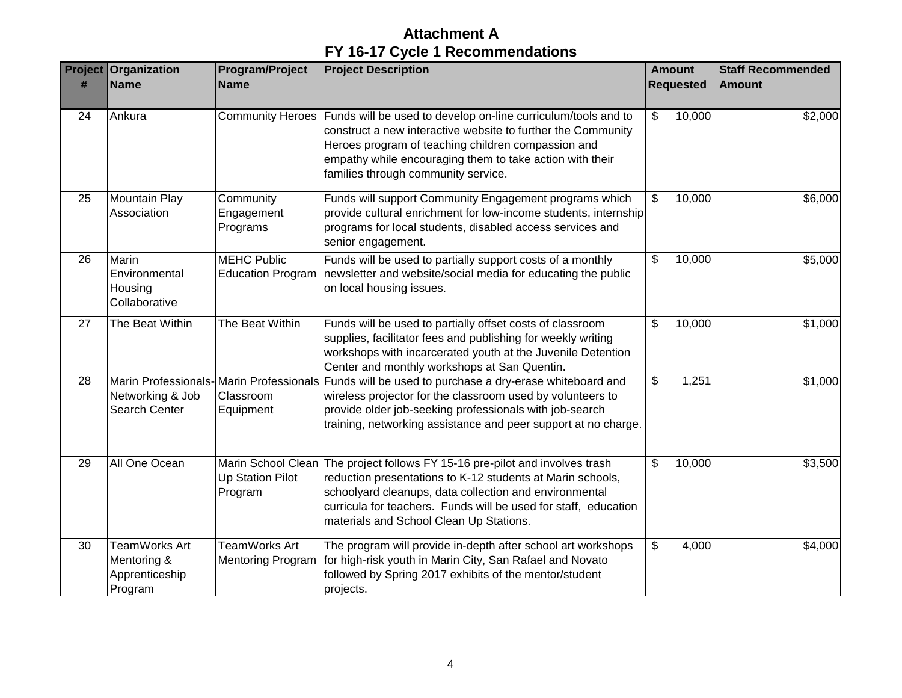# Attachment A

## FY 16-17 Cycle 1 Recommendations

| Project # | Organization Name | Program/Project Name | Project Description | Amount Requested | Staff Recommended Amount |
|---|---|---|---|---|---|
| 24 | Ankura | Community Heroes | Funds will be used to develop on-line curriculum/tools and to construct a new interactive website to further the Community Heroes program of teaching children compassion and empathy while encouraging them to take action with their families through community service. | $ 10,000 | $2,000 |
| 25 | Mountain Play Association | Community Engagement Programs | Funds will support Community Engagement programs which provide cultural enrichment for low-income students, internship programs for local students, disabled access services and senior engagement. | $ 10,000 | $6,000 |
| 26 | Marin Environmental Housing Collaborative | MEHC Public Education Program | Funds will be used to partially support costs of a monthly newsletter and website/social media for educating the public on local housing issues. | $ 10,000 | $5,000 |
| 27 | The Beat Within | The Beat Within | Funds will be used to partially offset costs of classroom supplies, facilitator fees and publishing for weekly writing workshops with incarcerated youth at the Juvenile Detention Center and monthly workshops at San Quentin. | $ 10,000 | $1,000 |
| 28 | Marin Professionals-Networking & Job Search Center | Marin Professionals Classroom Equipment | Funds will be used to purchase a dry-erase whiteboard and wireless projector for the classroom used by volunteers to provide older job-seeking professionals with job-search training, networking assistance and peer support at no charge. | $ 1,251 | $1,000 |
| 29 | All One Ocean | Marin School Clean Up Station Pilot Program | The project follows FY 15-16 pre-pilot and involves trash reduction presentations to K-12 students at Marin schools, schoolyard cleanups, data collection and environmental curricula for teachers. Funds will be used for staff, education materials and School Clean Up Stations. | $ 10,000 | $3,500 |
| 30 | TeamWorks Art Mentoring & Apprenticeship Program | TeamWorks Art Mentoring Program | The program will provide in-depth after school art workshops for high-risk youth in Marin City, San Rafael and Novato followed by Spring 2017 exhibits of the mentor/student projects. | $ 4,000 | $4,000 |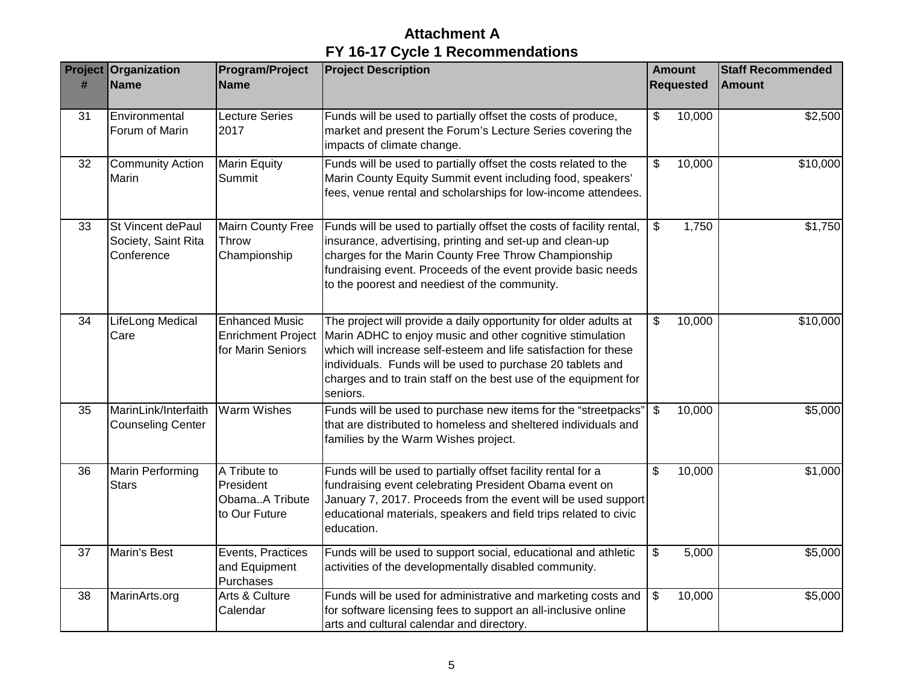# Attachment A
## FY 16-17 Cycle 1 Recommendations

| Project # | Organization Name | Program/Project Name | Project Description | Amount Requested | Staff Recommended Amount |
|---|---|---|---|---|---|
| 31 | Environmental Forum of Marin | Lecture Series 2017 | Funds will be used to partially offset the costs of produce, market and present the Forum's Lecture Series covering the impacts of climate change. | $ 10,000 | $2,500 |
| 32 | Community Action Marin | Marin Equity Summit | Funds will be used to partially offset the costs related to the Marin County Equity Summit event including food, speakers' fees, venue rental and scholarships for low-income attendees. | $ 10,000 | $10,000 |
| 33 | St Vincent dePaul Society, Saint Rita Conference | Mairn County Free Throw Championship | Funds will be used to partially offset the costs of facility rental, insurance, advertising, printing and set-up and clean-up charges for the Marin County Free Throw Championship fundraising event. Proceeds of the event provide basic needs to the poorest and neediest of the community. | $ 1,750 | $1,750 |
| 34 | LifeLong Medical Care | Enhanced Music Enrichment Project for Marin Seniors | The project will provide a daily opportunity for older adults at Marin ADHC to enjoy music and other cognitive stimulation which will increase self-esteem and life satisfaction for these individuals. Funds will be used to purchase 20 tablets and charges and to train staff on the best use of the equipment for seniors. | $ 10,000 | $10,000 |
| 35 | MarinLink/Interfaith Counseling Center | Warm Wishes | Funds will be used to purchase new items for the "streetpacks" that are distributed to homeless and sheltered individuals and families by the Warm Wishes project. | $ 10,000 | $5,000 |
| 36 | Marin Performing Stars | A Tribute to President Obama..A Tribute to Our Future | Funds will be used to partially offset facility rental for a fundraising event celebrating President Obama event on January 7, 2017. Proceeds from the event will be used support educational materials, speakers and field trips related to civic education. | $ 10,000 | $1,000 |
| 37 | Marin's Best | Events, Practices and Equipment Purchases | Funds will be used to support social, educational and athletic activities of the developmentally disabled community. | $ 5,000 | $5,000 |
| 38 | MarinArts.org | Arts & Culture Calendar | Funds will be used for administrative and marketing costs and for software licensing fees to support an all-inclusive online arts and cultural calendar and directory. | $ 10,000 | $5,000 |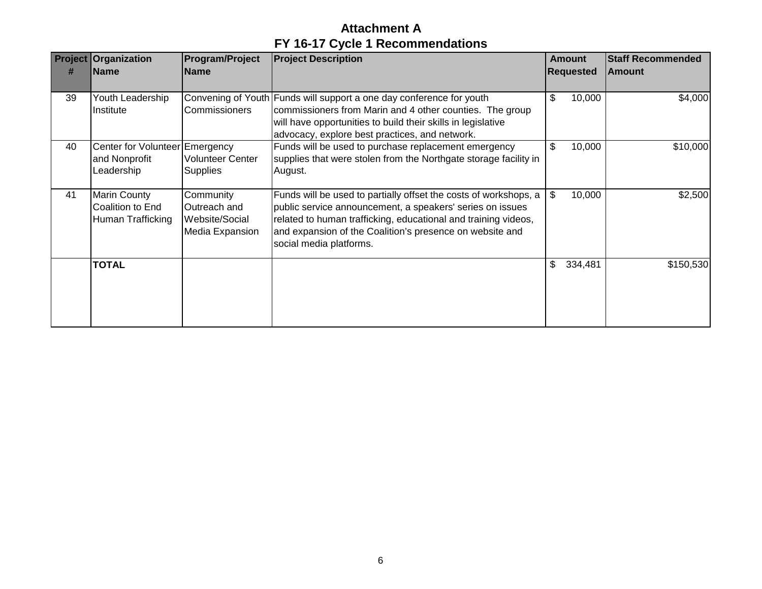## Attachment A
## FY 16-17 Cycle 1 Recommendations

| Project # | Organization Name | Program/Project Name | Project Description | Amount Requested | Staff Recommended Amount |
|---|---|---|---|---|---|
| 39 | Youth Leadership Institute | Convening of Youth Commissioners | Funds will support a one day conference for youth commissioners from Marin and 4 other counties. The group will have opportunities to build their skills in legislative advocacy, explore best practices, and network. | $ 10,000 | $4,000 |
| 40 | Center for Volunteer and Nonprofit Leadership | Emergency Volunteer Center Supplies | Funds will be used to purchase replacement emergency supplies that were stolen from the Northgate storage facility in August. | $ 10,000 | $10,000 |
| 41 | Marin County Coalition to End Human Trafficking | Community Outreach and Website/Social Media Expansion | Funds will be used to partially offset the costs of workshops, a public service announcement, a speakers' series on issues related to human trafficking, educational and training videos, and expansion of the Coalition's presence on website and social media platforms. | $ 10,000 | $2,500 |
| | **TOTAL** | | | $ 334,481 | $150,530 |